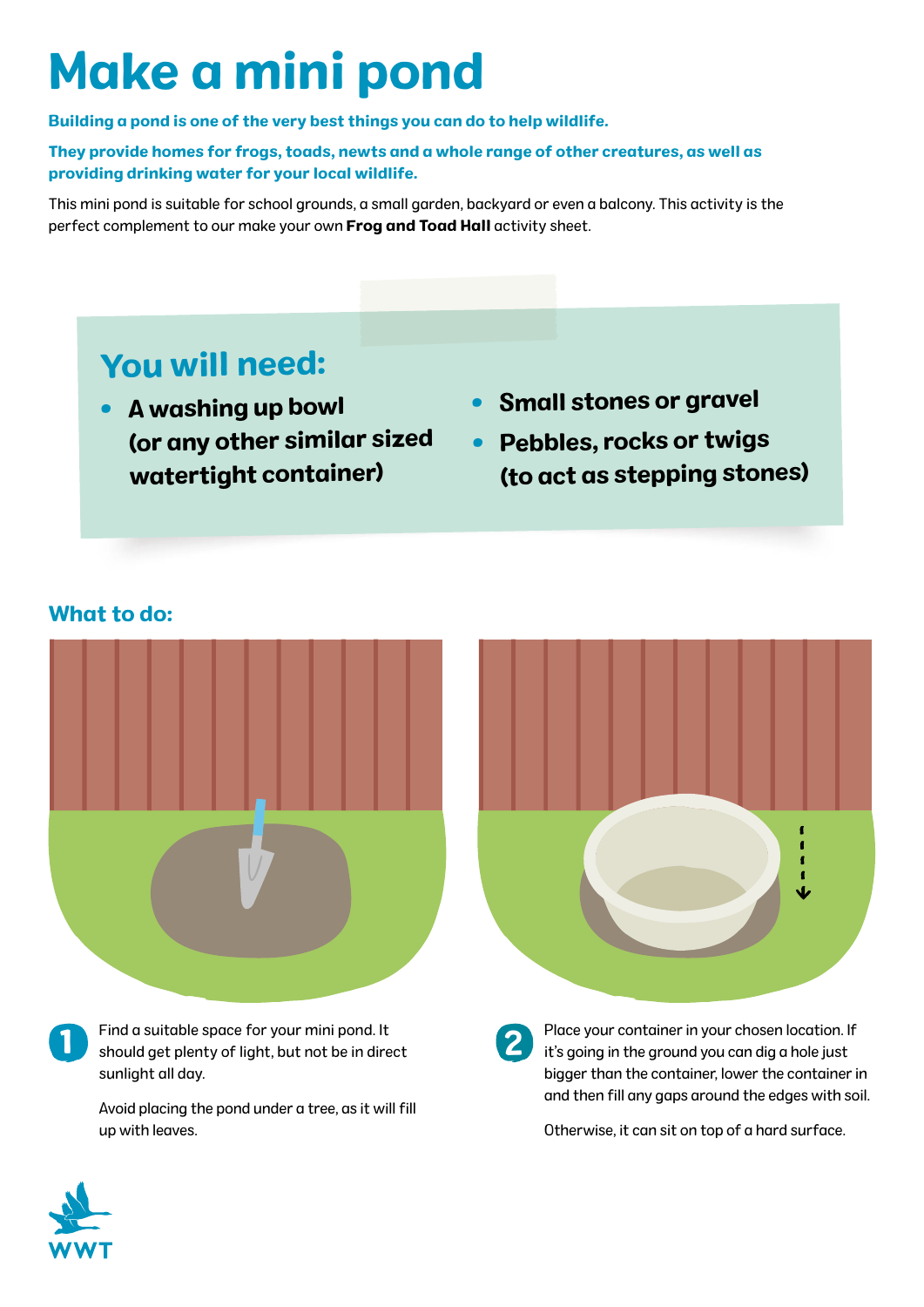# Make a mini pond

**Building a pond is one of the very best things you can do to help wildlife.**

**They provide homes for frogs, toads, newts and a whole range of other creatures, as well as providing drinking water for your local wildlife.**

This mini pond is suitable for school grounds, a small garden, backyard or even a balcony. This activity is the perfect complement to our make your own **Frog and Toad Hall** activity sheet.

## You will need:

- **A washing up bowl (or any other similar sized watertight container)**
- **Small stones or gravel**
- **Pebbles, rocks or twigs (to act as stepping stones)**

## What to do:

**1** Find a suitable space for your mini pond. It should get plenty of light, but not be in direct sunlight all day.

Avoid placing the pond under a tree, as it will fill up with leaves.

**2** Place your container in your chosen location. If it's going in the ground you can dig a hole just bigger than the container, lower the container in and then fill any gaps around the edges with soil.

Otherwise, it can sit on top of a hard surface.

WWT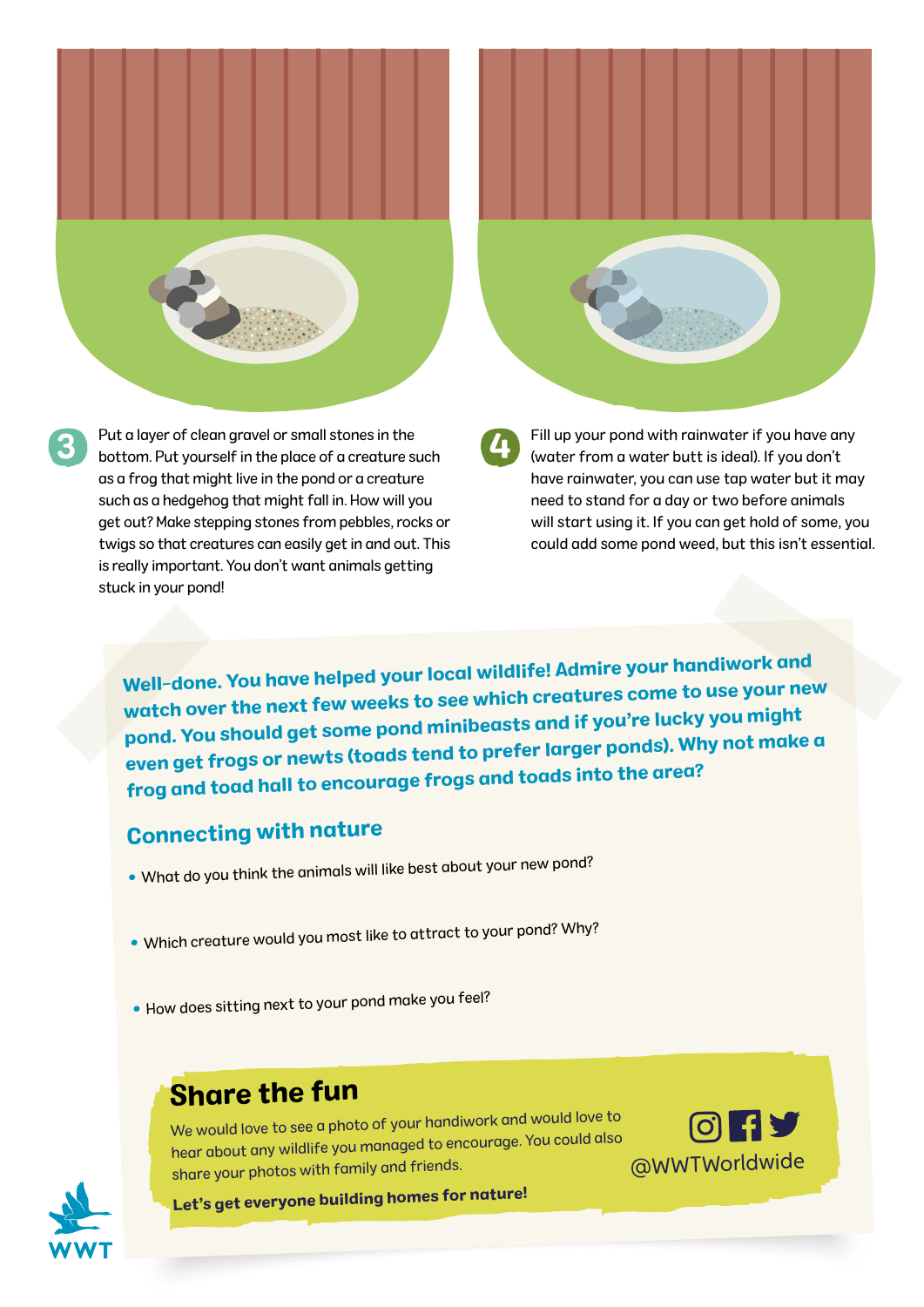3 Put a layer of clean gravel or small stones in the bottom. Put yourself in the place of a creature such as a frog that might live in the pond or a creature such as a hedgehog that might fall in. How will you get out? Make stepping stones from pebbles, rocks or twigs so that creatures can easily get in and out. This is really important. You don't want animals getting stuck in your pond!

4 Fill up your pond with rainwater if you have any (water from a water butt is ideal). If you don't have rainwater, you can use tap water but it may need to stand for a day or two before animals will start using it. If you can get hold of some, you could add some pond weed, but this isn't essential.

**Well-done. You have helped your local wildlife! Admire your handiwork and watch over the next few weeks to see which creatures come to use your new pond. You should get some pond minibeasts and if you're lucky you might even get frogs or newts (toads tend to prefer larger ponds). Why not make a frog and toad hall to encourage frogs and toads into the area?**

## Connecting with nature

- What do you think the animals will like best about your new pond?
- Which creature would you most like to attract to your pond? Why?
- How does sitting next to your pond make you feel?

## Share the fun

We would love to see a photo of your handiwork and would love to hear about any wildlife you managed to encourage. You could also share your photos with family and friends.

**Let's get everyone building homes for nature!**

@WWTWorldwide

WWT